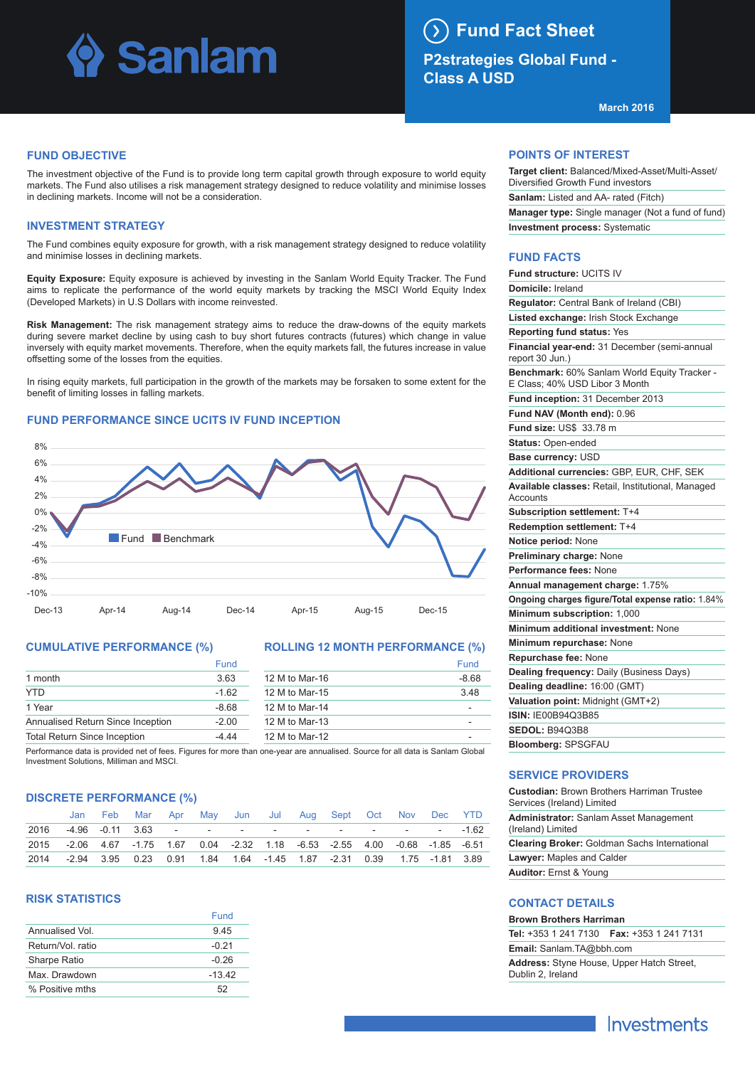# Sanlam

## Fund Fact Sheet

**P2strategies Global Fund - Class A USD**

March 2016

## FUND OBJECTIVE

The investment objective of the Fund is to provide long term capital growth through exposure to world equity markets. The Fund also utilises a risk management strategy designed to reduce volatility and minimise losses in declining markets. Income will not be a consideration.

## INVESTMENT STRATEGY

The Fund combines equity exposure for growth, with a risk management strategy designed to reduce volatility and minimise losses in declining markets.

**Equity Exposure:** Equity exposure is achieved by investing in the Sanlam World Equity Tracker. The Fund aims to replicate the performance of the world equity markets by tracking the MSCI World Equity Index (Developed Markets) in U.S Dollars with income reinvested.

**Risk Management:** The risk management strategy aims to reduce the draw-downs of the equity markets during severe market decline by using cash to buy short futures contracts (futures) which change in value inversely with equity market movements. Therefore, when the equity markets fall, the futures increase in value offsetting some of the losses from the equities.

In rising equity markets, full participation in the growth of the markets may be forsaken to some extent for the benefit of limiting losses in falling markets.

## FUND PERFORMANCE SINCE UCITS IV FUND INCEPTION

Fund | Benchmark

Dec-13 | Apr-14 | Aug-14 | Dec-14 | Apr-15 | Aug-15 | Dec-15

## CUMULATIVE PERFORMANCE (%)

| | Fund |
|---|---|
| 1 month | 3.63 |
| YTD | -1.62 |
| 1 Year | -8.68 |
| Annualised Return Since Inception | -2.00 |
| Total Return Since Inception | -4.44 |

## ROLLING 12 MONTH PERFORMANCE (%)

| | Fund |
|---|---|
| 12 M to Mar-16 | -8.68 |
| 12 M to Mar-15 | 3.48 |
| 12 M to Mar-14 | - |
| 12 M to Mar-13 | - |
| 12 M to Mar-12 | - |

Performance data is provided net of fees. Figures for more than one-year are annualised. Source for all data is Sanlam Global Investment Solutions, Milliman and MSCI.

## DISCRETE PERFORMANCE (%)

| | Jan | Feb | Mar | Apr | May | Jun | Jul | Aug | Sept | Oct | Nov | Dec | YTD |
|---|---|---|---|---|---|---|---|---|---|---|---|---|---|
| 2016 | -4.96 | -0.11 | 3.63 | - | - | - | - | - | - | - | - | - | -1.62 |
| 2015 | -2.06 | 4.67 | -1.75 | 1.67 | 0.04 | -2.32 | 1.18 | -6.53 | -2.55 | 4.00 | -0.68 | -1.85 | -6.51 |
| 2014 | -2.94 | 3.95 | 0.23 | 0.91 | 1.84 | 1.64 | -1.45 | 1.87 | -2.31 | 0.39 | 1.75 | -1.81 | 3.89 |

## RISK STATISTICS

| | Fund |
|---|---|
| Annualised Vol. | 9.45 |
| Return/Vol. ratio | -0.21 |
| Sharpe Ratio | -0.26 |
| Max. Drawdown | -13.42 |
| % Positive mths | 52 |

## POINTS OF INTEREST

**Target client:** Balanced/Mixed-Asset/Multi-Asset/ Diversified Growth Fund investors

**Sanlam:** Listed and AA- rated (Fitch)

**Manager type:** Single manager (Not a fund of fund)

**Investment process:** Systematic

## FUND FACTS

**Fund structure:** UCITS IV

**Domicile:** Ireland

**Regulator:** Central Bank of Ireland (CBI)

**Listed exchange:** Irish Stock Exchange

**Reporting fund status:** Yes

**Financial year-end:** 31 December (semi-annual report 30 Jun.)

**Benchmark:** 60% Sanlam World Equity Tracker - E Class; 40% USD Libor 3 Month

**Fund inception:** 31 December 2013

**Fund NAV (Month end):** 0.96

**Fund size:** US$ 33.78 m

**Status:** Open-ended

**Base currency:** USD

**Additional currencies:** GBP, EUR, CHF, SEK

**Available classes:** Retail, Institutional, Managed Accounts

**Subscription settlement:** T+4

**Redemption settlement:** T+4

**Notice period:** None

**Preliminary charge:** None

**Performance fees:** None

**Annual management charge:** 1.75%

**Ongoing charges figure/Total expense ratio:** 1.84%

**Minimum subscription:** 1,000

**Minimum additional investment:** None

**Minimum repurchase:** None

**Repurchase fee:** None

**Dealing frequency:** Daily (Business Days)

**Dealing deadline:** 16:00 (GMT)

**Valuation point:** Midnight (GMT+2)

**ISIN:** IE00B94Q3B85

**SEDOL:** B94Q3B8

**Bloomberg:** SPSGFAU

## SERVICE PROVIDERS

**Custodian:** Brown Brothers Harriman Trustee Services (Ireland) Limited

**Administrator:** Sanlam Asset Management (Ireland) Limited

**Clearing Broker:** Goldman Sachs International

**Lawyer:** Maples and Calder

**Auditor:** Ernst & Young

## CONTACT DETAILS

**Brown Brothers Harriman**

**Tel:** +353 1 241 7130 **Fax:** +353 1 241 7131

**Email:** Sanlam.TA@bbh.com

**Address:** Styne House, Upper Hatch Street, Dublin 2, Ireland

Investments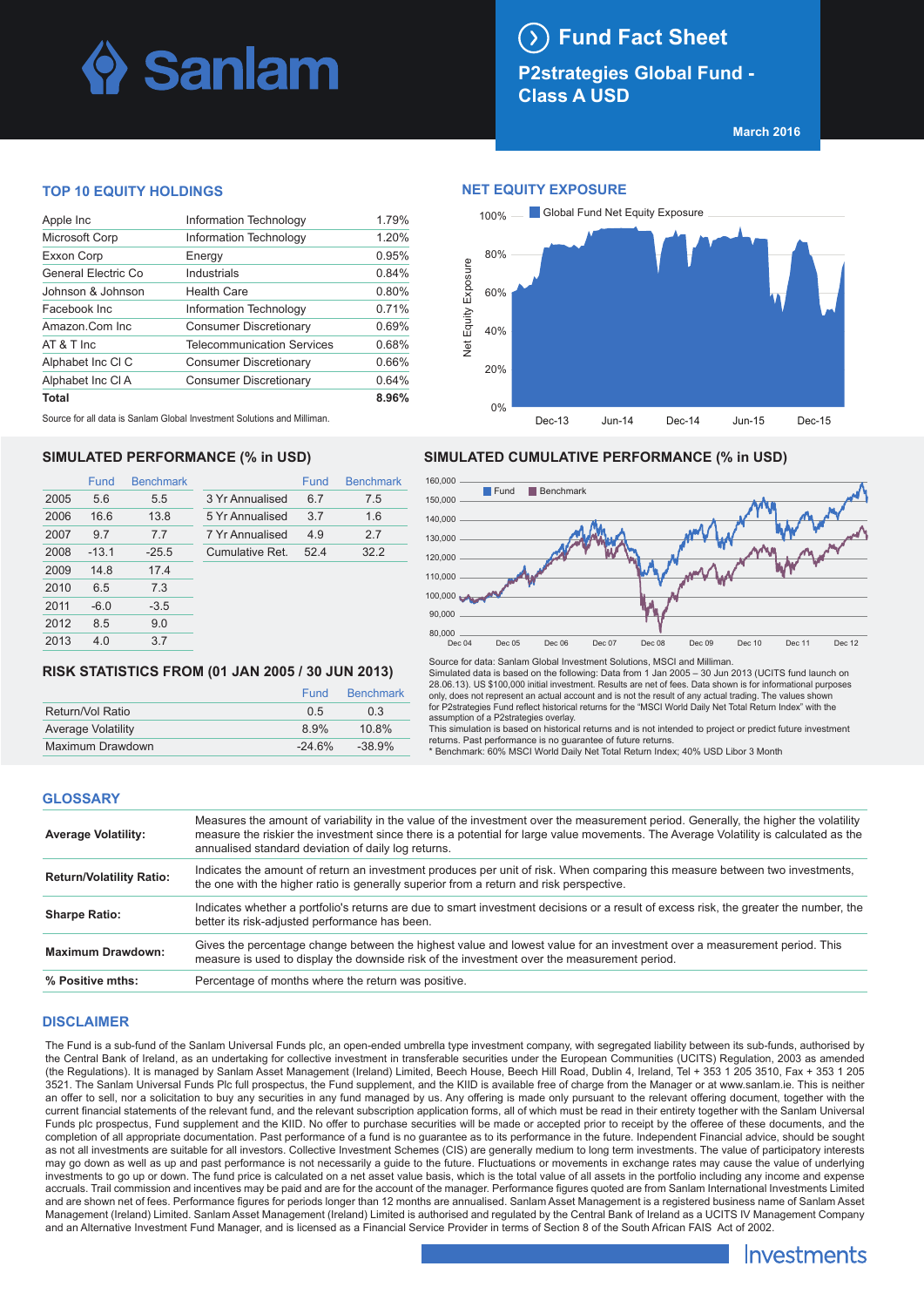# Sanlam

## Fund Fact Sheet

**P2strategies Global Fund - Class A USD**

**March 2016**

## TOP 10 EQUITY HOLDINGS

| | | |
|---|---|---|
| Apple Inc | Information Technology | 1.79% |
| Microsoft Corp | Information Technology | 1.20% |
| Exxon Corp | Energy | 0.95% |
| General Electric Co | Industrials | 0.84% |
| Johnson & Johnson | Health Care | 0.80% |
| Facebook Inc | Information Technology | 0.71% |
| Amazon.Com Inc | Consumer Discretionary | 0.69% |
| AT & T Inc | Telecommunication Services | 0.68% |
| Alphabet Inc Cl C | Consumer Discretionary | 0.66% |
| Alphabet Inc Cl A | Consumer Discretionary | 0.64% |
| **Total** | | **8.96%** |

Source for all data is Sanlam Global Investment Solutions and Milliman.

## NET EQUITY EXPOSURE

Global Fund Net Equity Exposure

Net Equity Exposure

100%
80%
60%
40%
20%
0%

Dec-13
Jun-14
Dec-14
Jun-15
Dec-15

## SIMULATED PERFORMANCE (% in USD)

| | Fund | Benchmark |
|---|---|---|
| 2005 | 5.6 | 5.5 |
| 2006 | 16.6 | 13.8 |
| 2007 | 9.7 | 7.7 |
| 2008 | -13.1 | -25.5 |
| 2009 | 14.8 | 17.4 |
| 2010 | 6.5 | 7.3 |
| 2011 | -6.0 | -3.5 |
| 2012 | 8.5 | 9.0 |
| 2013 | 4.0 | 3.7 |

| | Fund | Benchmark |
|---|---|---|
| 3 Yr Annualised | 6.7 | 7.5 |
| 5 Yr Annualised | 3.7 | 1.6 |
| 7 Yr Annualised | 4.9 | 2.7 |
| Cumulative Ret. | 52.4 | 32.2 |

## SIMULATED CUMULATIVE PERFORMANCE (% in USD)

Fund
Benchmark

160,000
150,000
140,000
130,000
120,000
110,000
100,000
90,000
80,000

Dec 04
Dec 05
Dec 06
Dec 07
Dec 08
Dec 09
Dec 10
Dec 11
Dec 12

Source for data: Sanlam Global Investment Solutions, MSCI and Milliman.
Simulated data is based on the following: Data from 1 Jan 2005 – 30 Jun 2013 (UCITS fund launch on 28.06.13). US $100,000 initial investment. Results are net of fees. Data shown is for informational purposes only, does not represent an actual account and is not the result of any actual trading. The values shown for P2strategies Fund reflect historical returns for the "MSCI World Daily Net Total Return Index" with the assumption of a P2strategies overlay.
This simulation is based on historical returns and is not intended to project or predict future investment returns. Past performance is no guarantee of future returns.
\* Benchmark: 60% MSCI World Daily Net Total Return Index; 40% USD Libor 3 Month

## RISK STATISTICS FROM (01 JAN 2005 / 30 JUN 2013)

| | Fund | Benchmark |
|---|---|---|
| Return/Vol Ratio | 0.5 | 0.3 |
| Average Volatility | 8.9% | 10.8% |
| Maximum Drawdown | -24.6% | -38.9% |

## GLOSSARY

| | |
|---|---|
| **Average Volatility:** | Measures the amount of variability in the value of the investment over the measurement period. Generally, the higher the volatility measure the riskier the investment since there is a potential for large value movements. The Average Volatility is calculated as the annualised standard deviation of daily log returns. |
| **Return/Volatility Ratio:** | Indicates the amount of return an investment produces per unit of risk. When comparing this measure between two investments, the one with the higher ratio is generally superior from a return and risk perspective. |
| **Sharpe Ratio:** | Indicates whether a portfolio's returns are due to smart investment decisions or a result of excess risk, the greater the number, the better its risk-adjusted performance has been. |
| **Maximum Drawdown:** | Gives the percentage change between the highest value and lowest value for an investment over a measurement period. This measure is used to display the downside risk of the investment over the measurement period. |
| **% Positive mths:** | Percentage of months where the return was positive. |

## DISCLAIMER

The Fund is a sub-fund of the Sanlam Universal Funds plc, an open-ended umbrella type investment company, with segregated liability between its sub-funds, authorised by the Central Bank of Ireland, as an undertaking for collective investment in transferable securities under the European Communities (UCITS) Regulation, 2003 as amended (the Regulations). It is managed by Sanlam Asset Management (Ireland) Limited, Beech House, Beech Hill Road, Dublin 4, Ireland, Tel + 353 1 205 3510, Fax + 353 1 205 3521. The Sanlam Universal Funds Plc full prospectus, the Fund supplement and the KIID is available free of charge from the Manager or at www.sanlam.ie. This is neither an offer to sell, nor a solicitation to buy any securities in any fund managed by us. Any offering is made only pursuant to the relevant offering document, together with the current financial statements of the relevant fund, and the relevant subscription application forms, all of which must be read in their entirety together with the Sanlam Universal Funds plc prospectus, Fund supplement and the KIID. No offer to purchase securities will be made or accepted prior to receipt by the offeree of these documents, and the completion of all appropriate documentation. Past performance of a fund is no guarantee as to its performance in the future. Independent Financial advice, should be sought as not all investments are suitable for all investors. Collective Investment Schemes (CIS) are generally medium to long term investments. The value of participatory interests may go down as well as up and past performance is not necessarily a guide to the future. Fluctuations or movements in exchange rates may cause the value of underlying investments to go up or down. The fund price is calculated on a net asset value basis, which is the total value of all assets in the portfolio including any income and expense accruals. Trail commission and incentives may be paid and are for the account of the manager. Performance figures quoted are from Sanlam International Investments Limited and are shown net of fees. Performance figures for periods longer than 12 months are annualised. Sanlam Asset Management is a registered business name of Sanlam Asset Management (Ireland) Limited. Sanlam Asset Management (Ireland) Limited is authorised and regulated by the Central Bank of Ireland as a UCITS IV Management Company and an Alternative Investment Fund Manager, and is licensed as a Financial Service Provider in terms of Section 8 of the South African FAIS Act of 2002.

Investments